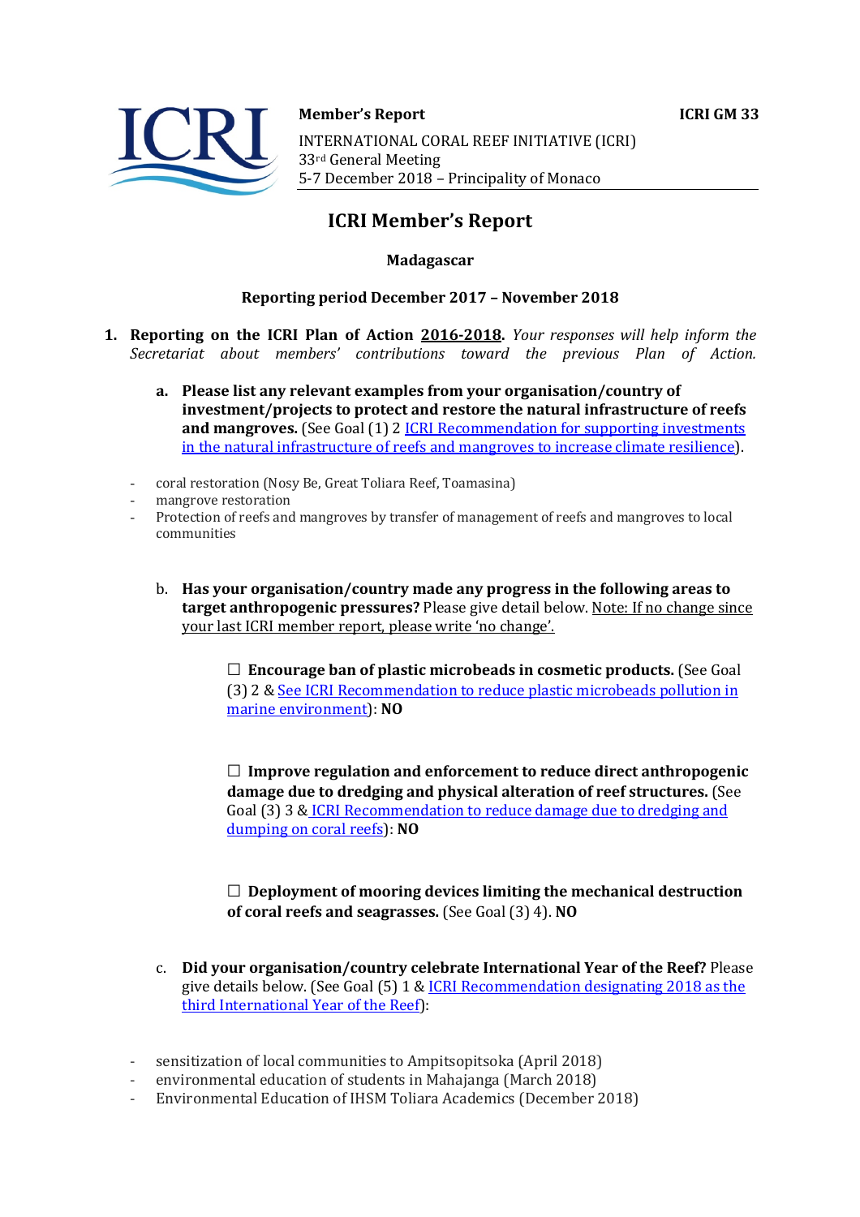**Member's Report** **ICRI GM 33**

INTERNATIONAL CORAL REEF INITIATIVE (ICRI)
33rd General Meeting
5-7 December 2018 – Principality of Monaco

# ICRI Member's Report

**Madagascar**

**Reporting period December 2017 – November 2018**

1. **Reporting on the ICRI Plan of Action <u>2016-2018</u>.** *Your responses will help inform the Secretariat about members' contributions toward the previous Plan of Action.*

   a. **Please list any relevant examples from your organisation/country of investment/projects to protect and restore the natural infrastructure of reefs and mangroves.** (See Goal (1) 2 ICRI Recommendation for supporting investments in the natural infrastructure of reefs and mangroves to increase climate resilience).

- coral restoration (Nosy Be, Great Toliara Reef, Toamasina)
- mangrove restoration
- Protection of reefs and mangroves by transfer of management of reefs and mangroves to local communities

   b. **Has your organisation/country made any progress in the following areas to target anthropogenic pressures?** Please give detail below. <u>Note: If no change since your last ICRI member report, please write 'no change'.</u>

   ☐ **Encourage ban of plastic microbeads in cosmetic products.** (See Goal (3) 2 & See ICRI Recommendation to reduce plastic microbeads pollution in marine environment): **NO**

   ☐ **Improve regulation and enforcement to reduce direct anthropogenic damage due to dredging and physical alteration of reef structures.** (See Goal (3) 3 & ICRI Recommendation to reduce damage due to dredging and dumping on coral reefs): **NO**

   ☐ **Deployment of mooring devices limiting the mechanical destruction of coral reefs and seagrasses.** (See Goal (3) 4). **NO**

   c. **Did your organisation/country celebrate International Year of the Reef?** Please give details below. (See Goal (5) 1 & ICRI Recommendation designating 2018 as the third International Year of the Reef):

- sensitization of local communities to Ampitsopitsoka (April 2018)
- environmental education of students in Mahajanga (March 2018)
- Environmental Education of IHSM Toliara Academics (December 2018)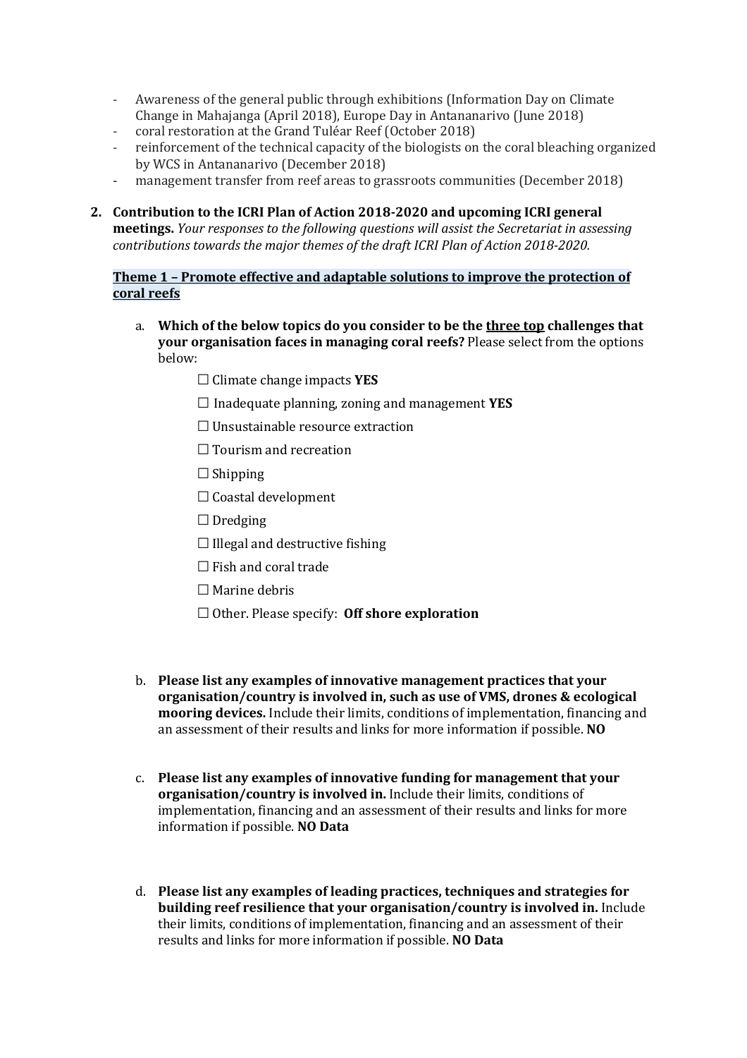- Awareness of the general public through exhibitions (Information Day on Climate Change in Mahajanga (April 2018), Europe Day in Antananarivo (June 2018)
- coral restoration at the Grand Tuléar Reef (October 2018)
- reinforcement of the technical capacity of the biologists on the coral bleaching organized by WCS in Antananarivo (December 2018)
- management transfer from reef areas to grassroots communities (December 2018)

2. **Contribution to the ICRI Plan of Action 2018-2020 and upcoming ICRI general meetings.** *Your responses to the following questions will assist the Secretariat in assessing contributions towards the major themes of the draft ICRI Plan of Action 2018-2020.*

**Theme 1 – Promote effective and adaptable solutions to improve the protection of coral reefs**

a. **Which of the below topics do you consider to be the three top challenges that your organisation faces in managing coral reefs?** Please select from the options below:

   ☐ Climate change impacts **YES**

   ☐ Inadequate planning, zoning and management **YES**

   ☐ Unsustainable resource extraction

   ☐ Tourism and recreation

   ☐ Shipping

   ☐ Coastal development

   ☐ Dredging

   ☐ Illegal and destructive fishing

   ☐ Fish and coral trade

   ☐ Marine debris

   ☐ Other. Please specify: **Off shore exploration**

b. **Please list any examples of innovative management practices that your organisation/country is involved in, such as use of VMS, drones & ecological mooring devices.** Include their limits, conditions of implementation, financing and an assessment of their results and links for more information if possible. **NO**

c. **Please list any examples of innovative funding for management that your organisation/country is involved in.** Include their limits, conditions of implementation, financing and an assessment of their results and links for more information if possible. **NO Data**

d. **Please list any examples of leading practices, techniques and strategies for building reef resilience that your organisation/country is involved in.** Include their limits, conditions of implementation, financing and an assessment of their results and links for more information if possible. **NO Data**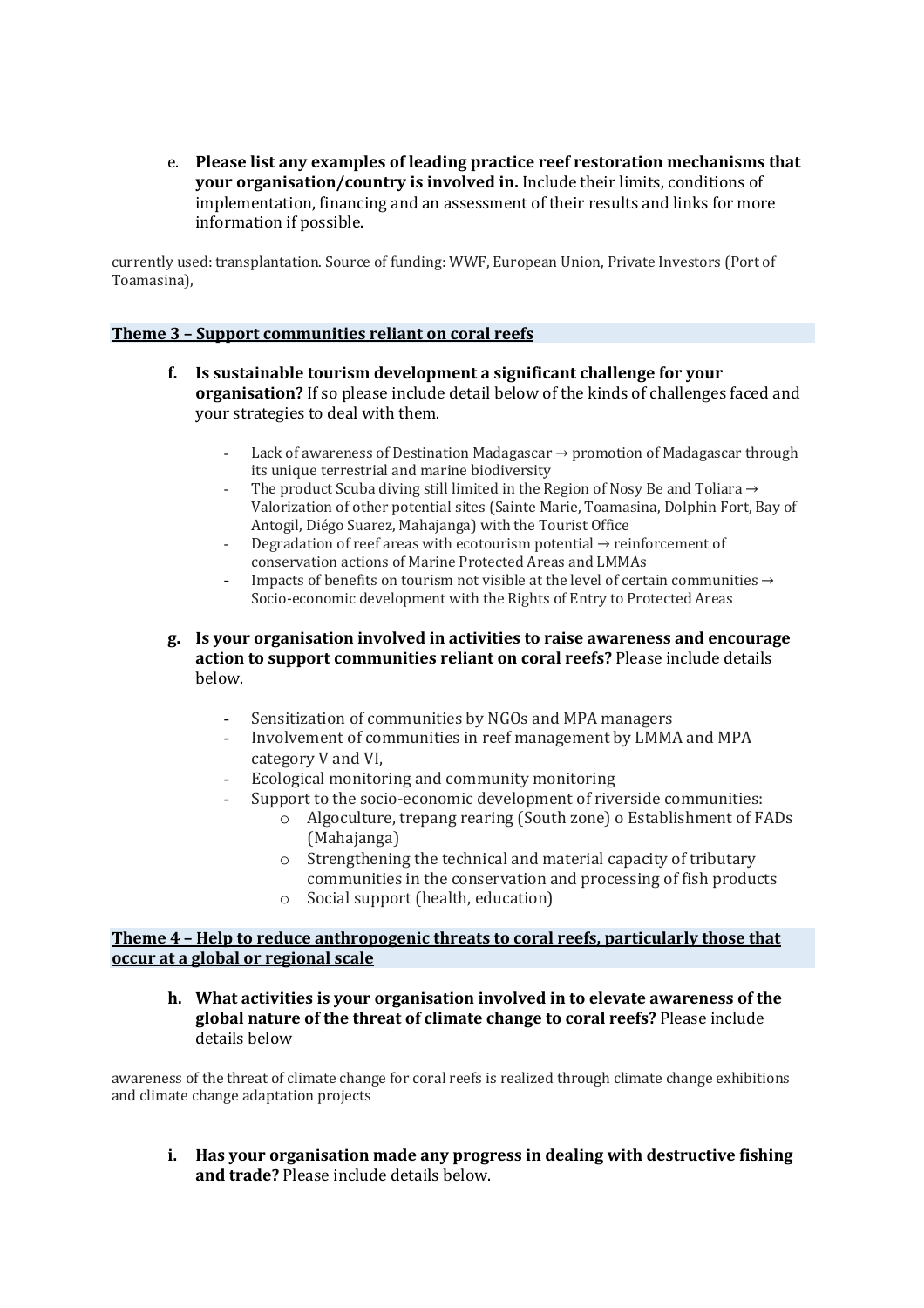e. **Please list any examples of leading practice reef restoration mechanisms that your organisation/country is involved in.** Include their limits, conditions of implementation, financing and an assessment of their results and links for more information if possible.

currently used: transplantation. Source of funding: WWF, European Union, Private Investors (Port of Toamasina),

## Theme 3 – Support communities reliant on coral reefs

f. **Is sustainable tourism development a significant challenge for your organisation?** If so please include detail below of the kinds of challenges faced and your strategies to deal with them.

- Lack of awareness of Destination Madagascar → promotion of Madagascar through its unique terrestrial and marine biodiversity
- The product Scuba diving still limited in the Region of Nosy Be and Toliara → Valorization of other potential sites (Sainte Marie, Toamasina, Dolphin Fort, Bay of Antogil, Diégo Suarez, Mahajanga) with the Tourist Office
- Degradation of reef areas with ecotourism potential → reinforcement of conservation actions of Marine Protected Areas and LMMAs
- Impacts of benefits on tourism not visible at the level of certain communities → Socio-economic development with the Rights of Entry to Protected Areas

g. **Is your organisation involved in activities to raise awareness and encourage action to support communities reliant on coral reefs?** Please include details below.

- Sensitization of communities by NGOs and MPA managers
- Involvement of communities in reef management by LMMA and MPA category V and VI,
- Ecological monitoring and community monitoring
- Support to the socio-economic development of riverside communities:
  - Algoculture, trepang rearing (South zone) o Establishment of FADs (Mahajanga)
  - Strengthening the technical and material capacity of tributary communities in the conservation and processing of fish products
  - Social support (health, education)

## Theme 4 – Help to reduce anthropogenic threats to coral reefs, particularly those that occur at a global or regional scale

h. **What activities is your organisation involved in to elevate awareness of the global nature of the threat of climate change to coral reefs?** Please include details below

awareness of the threat of climate change for coral reefs is realized through climate change exhibitions and climate change adaptation projects

i. **Has your organisation made any progress in dealing with destructive fishing and trade?** Please include details below.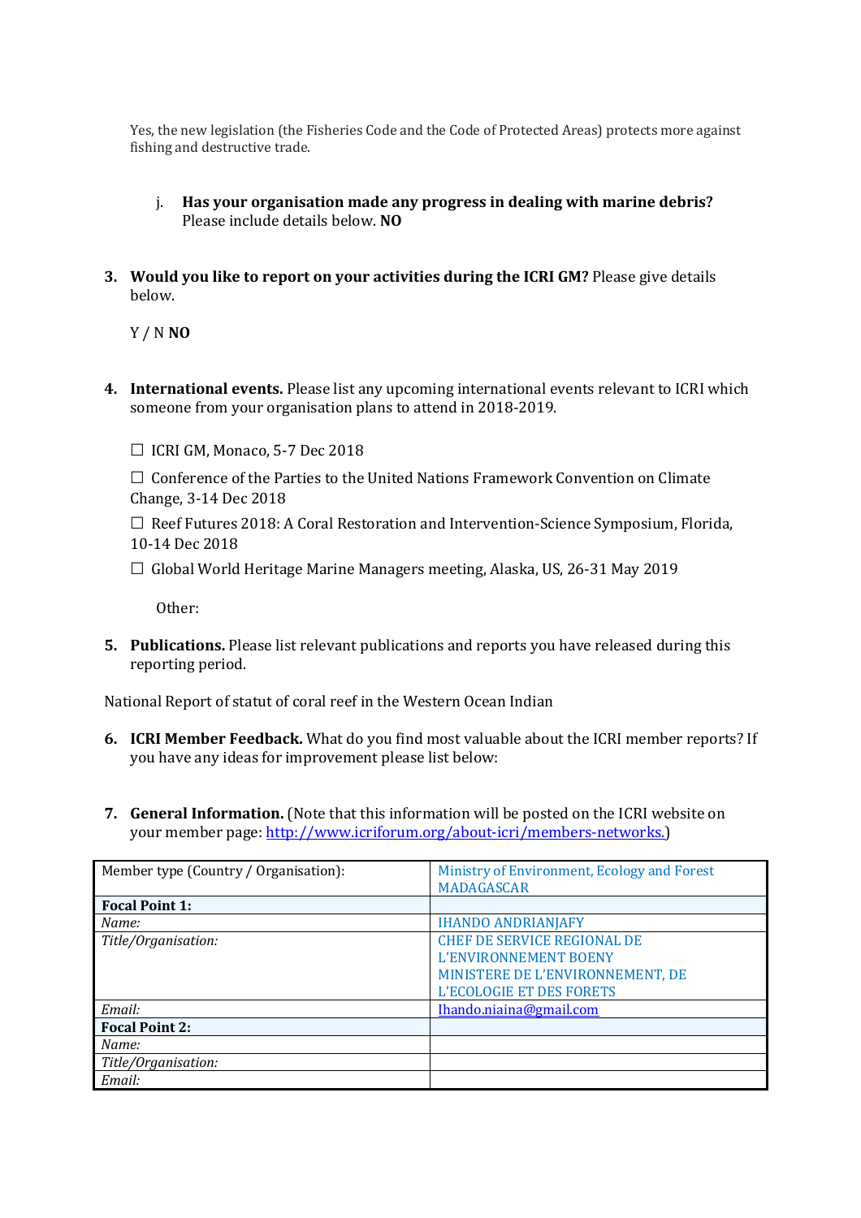Yes, the new legislation (the Fisheries Code and the Code of Protected Areas) protects more against fishing and destructive trade.

j. **Has your organisation made any progress in dealing with marine debris?** Please include details below. **NO**

3. **Would you like to report on your activities during the ICRI GM?** Please give details below.

   Y / N **NO**

4. **International events.** Please list any upcoming international events relevant to ICRI which someone from your organisation plans to attend in 2018-2019.

   ☐ ICRI GM, Monaco, 5-7 Dec 2018

   ☐ Conference of the Parties to the United Nations Framework Convention on Climate Change, 3-14 Dec 2018

   ☐ Reef Futures 2018: A Coral Restoration and Intervention-Science Symposium, Florida, 10-14 Dec 2018

   ☐ Global World Heritage Marine Managers meeting, Alaska, US, 26-31 May 2019

   Other:

5. **Publications.** Please list relevant publications and reports you have released during this reporting period.

National Report of statut of coral reef in the Western Ocean Indian

6. **ICRI Member Feedback.** What do you find most valuable about the ICRI member reports? If you have any ideas for improvement please list below:

7. **General Information.** (Note that this information will be posted on the ICRI website on your member page: http://www.icriforum.org/about-icri/members-networks.)

| | |
|---|---|
| Member type (Country / Organisation): | Ministry of Environment, Ecology and Forest MADAGASCAR |
| **Focal Point 1:** | |
| *Name:* | IHANDO ANDRIANJAFY |
| *Title/Organisation:* | CHEF DE SERVICE REGIONAL DE L'ENVIRONNEMENT BOENY MINISTERE DE L'ENVIRONNEMENT, DE L'ECOLOGIE ET DES FORETS |
| *Email:* | Ihando.niaina@gmail.com |
| **Focal Point 2:** | |
| *Name:* | |
| *Title/Organisation:* | |
| *Email:* | |